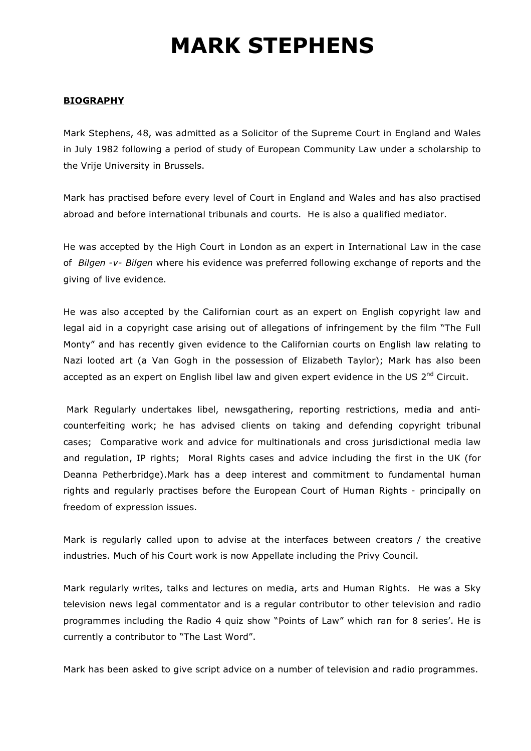# MARK STEPHENS

## BIOGRAPHY

Mark Stephens, 48, was admitted as a Solicitor of the Supreme Court in England and Wales in July 1982 following a period of study of European Community Law under a scholarship to the Vrije University in Brussels.

Mark has practised before every level of Court in England and Wales and has also practised abroad and before international tribunals and courts. He is also a qualified mediator.

He was accepted by the High Court in London as an expert in International Law in the case of *Bilgen -v- Bilgen* where his evidence was preferred following exchange of reports and the giving of live evidence.

He was also accepted by the Californian court as an expert on English copyright law and legal aid in a copyright case arising out of allegations of infringement by the film "The Full Monty" and has recently given evidence to the Californian courts on English law relating to Nazi looted art (a Van Gogh in the possession of Elizabeth Taylor); Mark has also been accepted as an expert on English libel law and given expert evidence in the US 2nd Circuit.

Mark Regularly undertakes libel, newsgathering, reporting restrictions, media and anti-counterfeiting work; he has advised clients on taking and defending copyright tribunal cases; Comparative work and advice for multinationals and cross jurisdictional media law and regulation, IP rights; Moral Rights cases and advice including the first in the UK (for Deanna Petherbridge).Mark has a deep interest and commitment to fundamental human rights and regularly practises before the European Court of Human Rights - principally on freedom of expression issues.

Mark is regularly called upon to advise at the interfaces between creators / the creative industries. Much of his Court work is now Appellate including the Privy Council.

Mark regularly writes, talks and lectures on media, arts and Human Rights. He was a Sky television news legal commentator and is a regular contributor to other television and radio programmes including the Radio 4 quiz show "Points of Law" which ran for 8 series'. He is currently a contributor to "The Last Word".

Mark has been asked to give script advice on a number of television and radio programmes.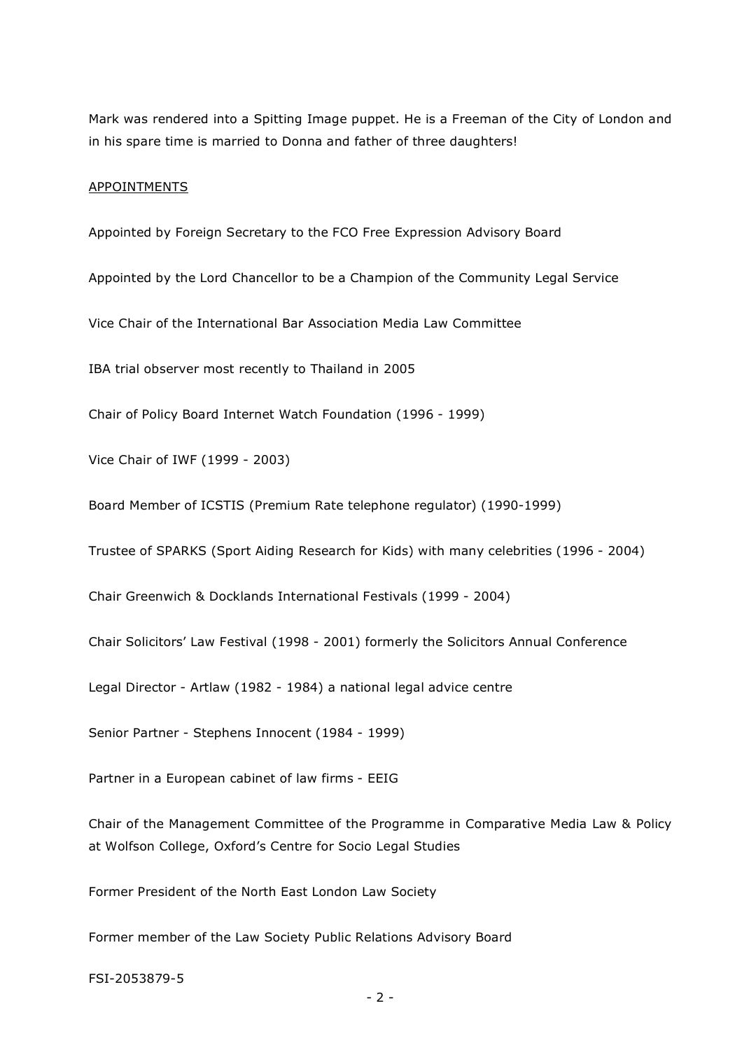Mark was rendered into a Spitting Image puppet. He is a Freeman of the City of London and in his spare time is married to Donna and father of three daughters!

## APPOINTMENTS

Appointed by Foreign Secretary to the FCO Free Expression Advisory Board

Appointed by the Lord Chancellor to be a Champion of the Community Legal Service

Vice Chair of the International Bar Association Media Law Committee

IBA trial observer most recently to Thailand in 2005

Chair of Policy Board Internet Watch Foundation (1996 - 1999)

Vice Chair of IWF (1999 - 2003)

Board Member of ICSTIS (Premium Rate telephone regulator) (1990-1999)

Trustee of SPARKS (Sport Aiding Research for Kids) with many celebrities (1996 - 2004)

Chair Greenwich & Docklands International Festivals (1999 - 2004)

Chair Solicitors' Law Festival (1998 - 2001) formerly the Solicitors Annual Conference

Legal Director - Artlaw (1982 - 1984) a national legal advice centre

Senior Partner - Stephens Innocent (1984 - 1999)

Partner in a European cabinet of law firms - EEIG

Chair of the Management Committee of the Programme in Comparative Media Law & Policy at Wolfson College, Oxford's Centre for Socio Legal Studies

Former President of the North East London Law Society

Former member of the Law Society Public Relations Advisory Board

FSI-2053879-5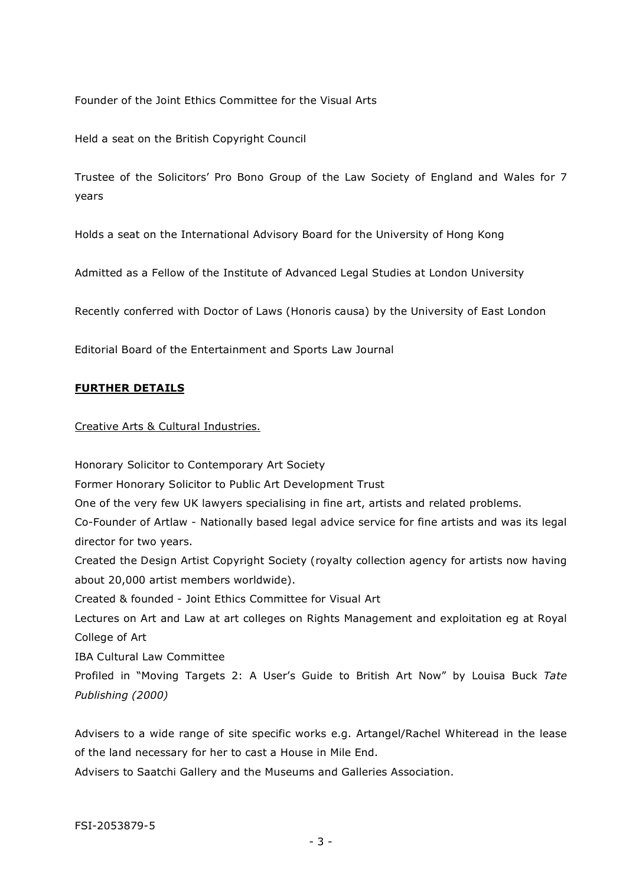Founder of the Joint Ethics Committee for the Visual Arts

Held a seat on the British Copyright Council

Trustee of the Solicitors' Pro Bono Group of the Law Society of England and Wales for 7 years

Holds a seat on the International Advisory Board for the University of Hong Kong

Admitted as a Fellow of the Institute of Advanced Legal Studies at London University

Recently conferred with Doctor of Laws (Honoris causa) by the University of East London

Editorial Board of the Entertainment and Sports Law Journal

## FURTHER DETAILS

Creative Arts & Cultural Industries.

Honorary Solicitor to Contemporary Art Society
Former Honorary Solicitor to Public Art Development Trust
One of the very few UK lawyers specialising in fine art, artists and related problems.
Co-Founder of Artlaw - Nationally based legal advice service for fine artists and was its legal director for two years.
Created the Design Artist Copyright Society (royalty collection agency for artists now having about 20,000 artist members worldwide).
Created & founded - Joint Ethics Committee for Visual Art
Lectures on Art and Law at art colleges on Rights Management and exploitation eg at Royal College of Art
IBA Cultural Law Committee
Profiled in "Moving Targets 2: A User's Guide to British Art Now" by Louisa Buck *Tate Publishing (2000)*

Advisers to a wide range of site specific works e.g. Artangel/Rachel Whiteread in the lease of the land necessary for her to cast a House in Mile End.
Advisers to Saatchi Gallery and the Museums and Galleries Association.

FSI-2053879-5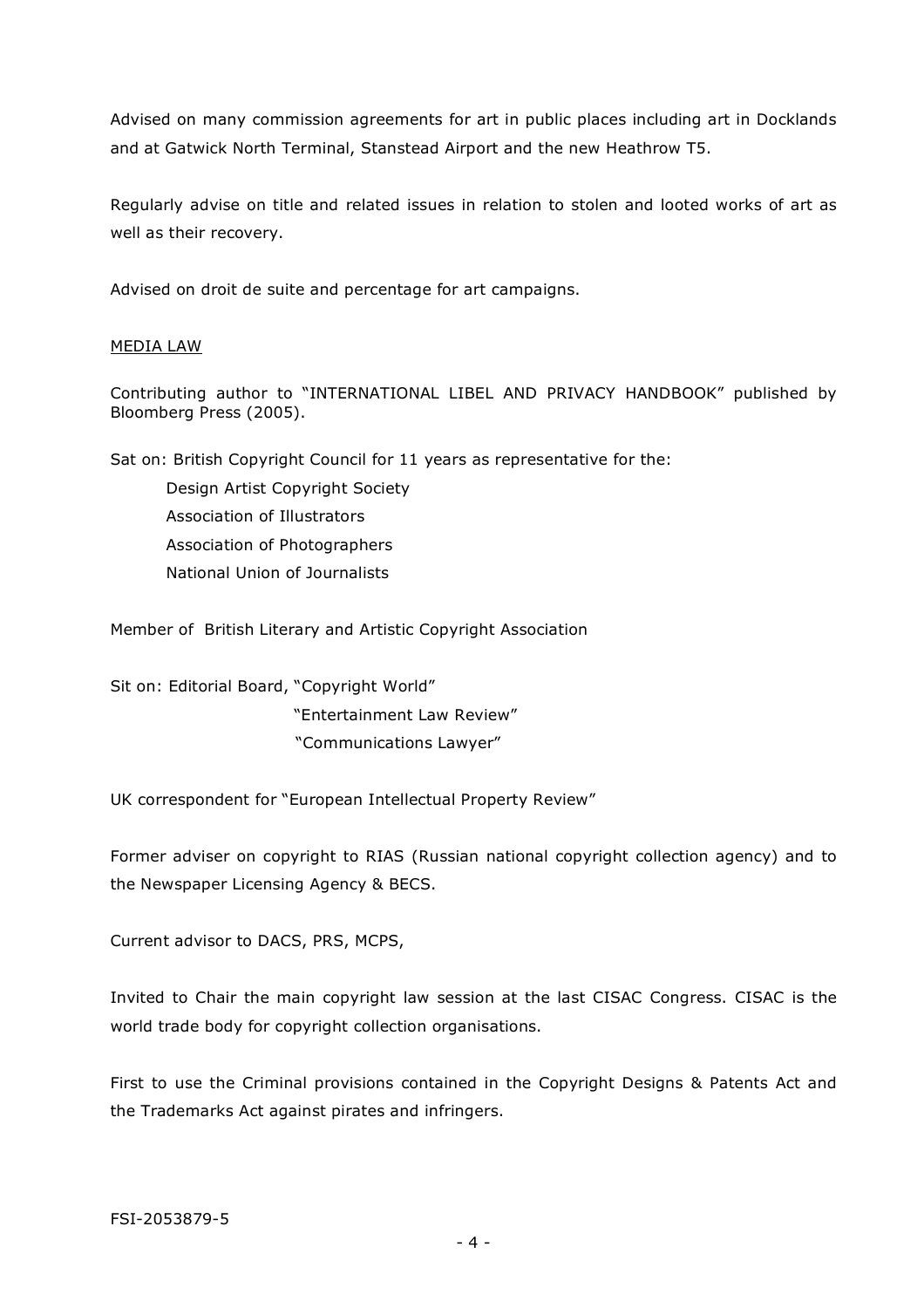Advised on many commission agreements for art in public places including art in Docklands and at Gatwick North Terminal, Stanstead Airport and the new Heathrow T5.

Regularly advise on title and related issues in relation to stolen and looted works of art as well as their recovery.

Advised on droit de suite and percentage for art campaigns.

<u>MEDIA LAW</u>

Contributing author to "INTERNATIONAL LIBEL AND PRIVACY HANDBOOK" published by Bloomberg Press (2005).

Sat on: British Copyright Council for 11 years as representative for the:

- Design Artist Copyright Society
- Association of Illustrators
- Association of Photographers
- National Union of Journalists

Member of British Literary and Artistic Copyright Association

Sit on: Editorial Board, "Copyright World"
"Entertainment Law Review"
"Communications Lawyer"

UK correspondent for "European Intellectual Property Review"

Former adviser on copyright to RIAS (Russian national copyright collection agency) and to the Newspaper Licensing Agency & BECS.

Current advisor to DACS, PRS, MCPS,

Invited to Chair the main copyright law session at the last CISAC Congress. CISAC is the world trade body for copyright collection organisations.

First to use the Criminal provisions contained in the Copyright Designs & Patents Act and the Trademarks Act against pirates and infringers.

FSI-2053879-5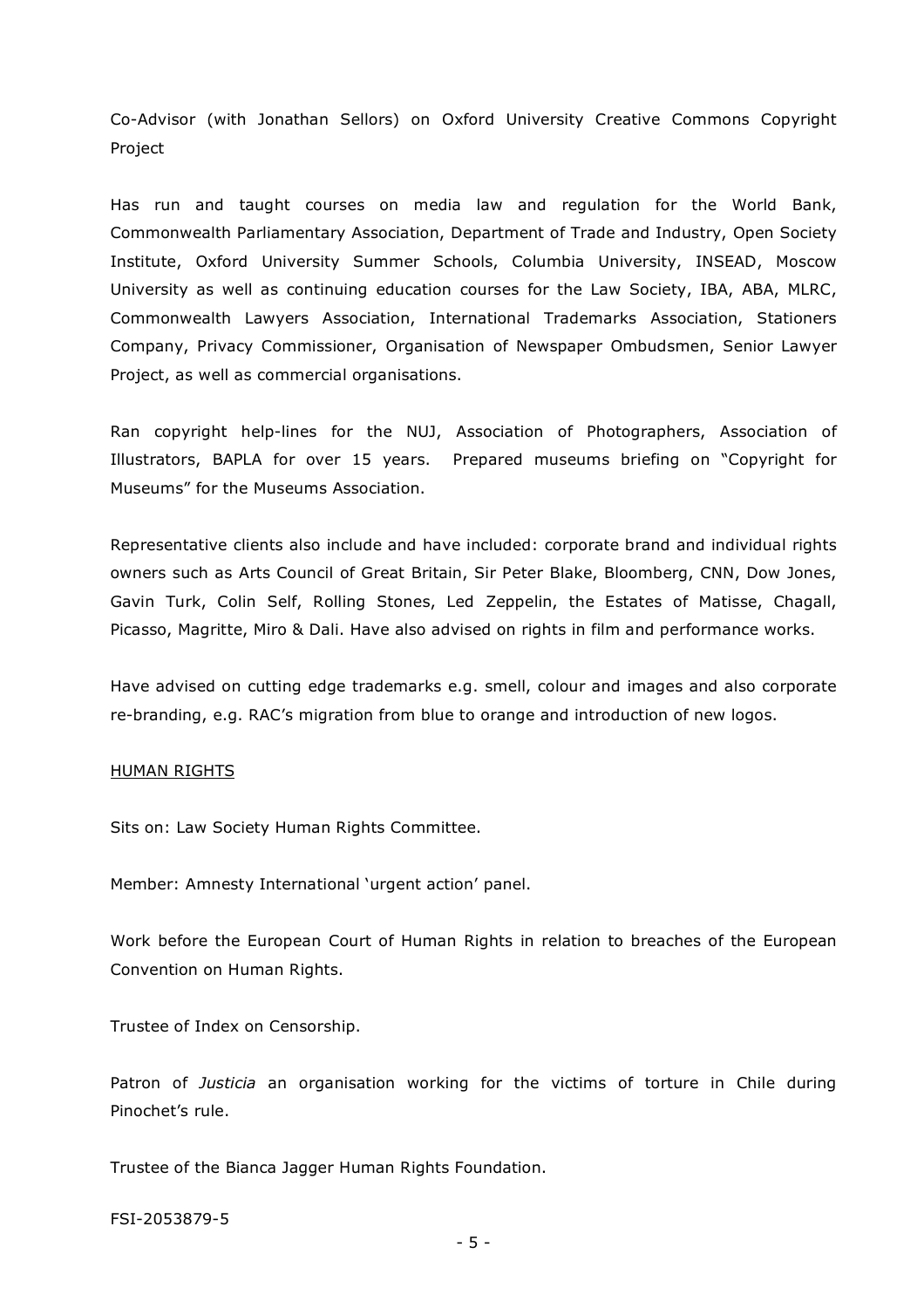Co-Advisor (with Jonathan Sellors) on Oxford University Creative Commons Copyright Project

Has run and taught courses on media law and regulation for the World Bank, Commonwealth Parliamentary Association, Department of Trade and Industry, Open Society Institute, Oxford University Summer Schools, Columbia University, INSEAD, Moscow University as well as continuing education courses for the Law Society, IBA, ABA, MLRC, Commonwealth Lawyers Association, International Trademarks Association, Stationers Company, Privacy Commissioner, Organisation of Newspaper Ombudsmen, Senior Lawyer Project, as well as commercial organisations.

Ran copyright help-lines for the NUJ, Association of Photographers, Association of Illustrators, BAPLA for over 15 years. Prepared museums briefing on "Copyright for Museums" for the Museums Association.

Representative clients also include and have included: corporate brand and individual rights owners such as Arts Council of Great Britain, Sir Peter Blake, Bloomberg, CNN, Dow Jones, Gavin Turk, Colin Self, Rolling Stones, Led Zeppelin, the Estates of Matisse, Chagall, Picasso, Magritte, Miro & Dali. Have also advised on rights in film and performance works.

Have advised on cutting edge trademarks e.g. smell, colour and images and also corporate re-branding, e.g. RAC's migration from blue to orange and introduction of new logos.

<u>HUMAN RIGHTS</u>

Sits on: Law Society Human Rights Committee.

Member: Amnesty International 'urgent action' panel.

Work before the European Court of Human Rights in relation to breaches of the European Convention on Human Rights.

Trustee of Index on Censorship.

Patron of *Justicia* an organisation working for the victims of torture in Chile during Pinochet's rule.

Trustee of the Bianca Jagger Human Rights Foundation.

FSI-2053879-5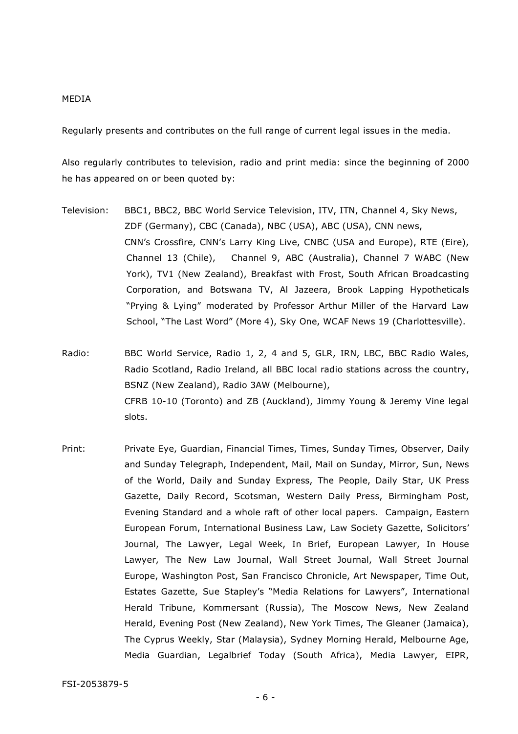MEDIA

Regularly presents and contributes on the full range of current legal issues in the media.

Also regularly contributes to television, radio and print media: since the beginning of 2000 he has appeared on or been quoted by:

Television: BBC1, BBC2, BBC World Service Television, ITV, ITN, Channel 4, Sky News, ZDF (Germany), CBC (Canada), NBC (USA), ABC (USA), CNN news, CNN's Crossfire, CNN's Larry King Live, CNBC (USA and Europe), RTE (Eire), Channel 13 (Chile), Channel 9, ABC (Australia), Channel 7 WABC (New York), TV1 (New Zealand), Breakfast with Frost, South African Broadcasting Corporation, and Botswana TV, Al Jazeera, Brook Lapping Hypotheticals "Prying & Lying" moderated by Professor Arthur Miller of the Harvard Law School, "The Last Word" (More 4), Sky One, WCAF News 19 (Charlottesville).

Radio: BBC World Service, Radio 1, 2, 4 and 5, GLR, IRN, LBC, BBC Radio Wales, Radio Scotland, Radio Ireland, all BBC local radio stations across the country, BSNZ (New Zealand), Radio 3AW (Melbourne), CFRB 10-10 (Toronto) and ZB (Auckland), Jimmy Young & Jeremy Vine legal slots.

Print: Private Eye, Guardian, Financial Times, Times, Sunday Times, Observer, Daily and Sunday Telegraph, Independent, Mail, Mail on Sunday, Mirror, Sun, News of the World, Daily and Sunday Express, The People, Daily Star, UK Press Gazette, Daily Record, Scotsman, Western Daily Press, Birmingham Post, Evening Standard and a whole raft of other local papers. Campaign, Eastern European Forum, International Business Law, Law Society Gazette, Solicitors' Journal, The Lawyer, Legal Week, In Brief, European Lawyer, In House Lawyer, The New Law Journal, Wall Street Journal, Wall Street Journal Europe, Washington Post, San Francisco Chronicle, Art Newspaper, Time Out, Estates Gazette, Sue Stapley's "Media Relations for Lawyers", International Herald Tribune, Kommersant (Russia), The Moscow News, New Zealand Herald, Evening Post (New Zealand), New York Times, The Gleaner (Jamaica), The Cyprus Weekly, Star (Malaysia), Sydney Morning Herald, Melbourne Age, Media Guardian, Legalbrief Today (South Africa), Media Lawyer, EIPR,

FSI-2053879-5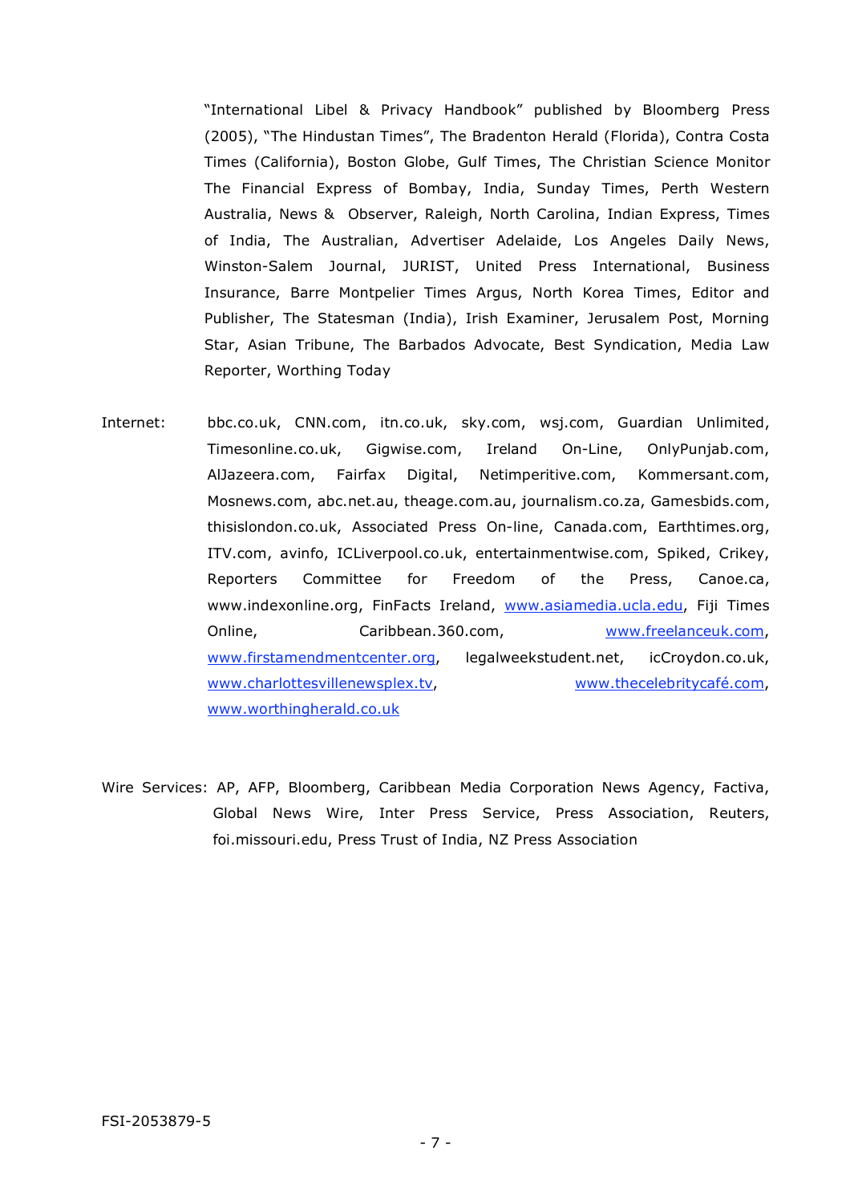"International Libel & Privacy Handbook" published by Bloomberg Press (2005), "The Hindustan Times", The Bradenton Herald (Florida), Contra Costa Times (California), Boston Globe, Gulf Times, The Christian Science Monitor The Financial Express of Bombay, India, Sunday Times, Perth Western Australia, News & Observer, Raleigh, North Carolina, Indian Express, Times of India, The Australian, Advertiser Adelaide, Los Angeles Daily News, Winston-Salem Journal, JURIST, United Press International, Business Insurance, Barre Montpelier Times Argus, North Korea Times, Editor and Publisher, The Statesman (India), Irish Examiner, Jerusalem Post, Morning Star, Asian Tribune, The Barbados Advocate, Best Syndication, Media Law Reporter, Worthing Today

Internet: bbc.co.uk, CNN.com, itn.co.uk, sky.com, wsj.com, Guardian Unlimited, Timesonline.co.uk, Gigwise.com, Ireland On-Line, OnlyPunjab.com, AlJazeera.com, Fairfax Digital, Netimperitive.com, Kommersant.com, Mosnews.com, abc.net.au, theage.com.au, journalism.co.za, Gamesbids.com, thisislondon.co.uk, Associated Press On-line, Canada.com, Earthtimes.org, ITV.com, avinfo, ICLiverpool.co.uk, entertainmentwise.com, Spiked, Crikey, Reporters Committee for Freedom of the Press, Canoe.ca, www.indexonline.org, FinFacts Ireland, www.asiamedia.ucla.edu, Fiji Times Online, Caribbean.360.com, www.freelanceuk.com, www.firstamendmentcenter.org, legalweekstudent.net, icCroydon.co.uk, www.charlottesvillenewsplex.tv, www.thecelebritycafé.com, www.worthingherald.co.uk

Wire Services: AP, AFP, Bloomberg, Caribbean Media Corporation News Agency, Factiva, Global News Wire, Inter Press Service, Press Association, Reuters, foi.missouri.edu, Press Trust of India, NZ Press Association

FSI-2053879-5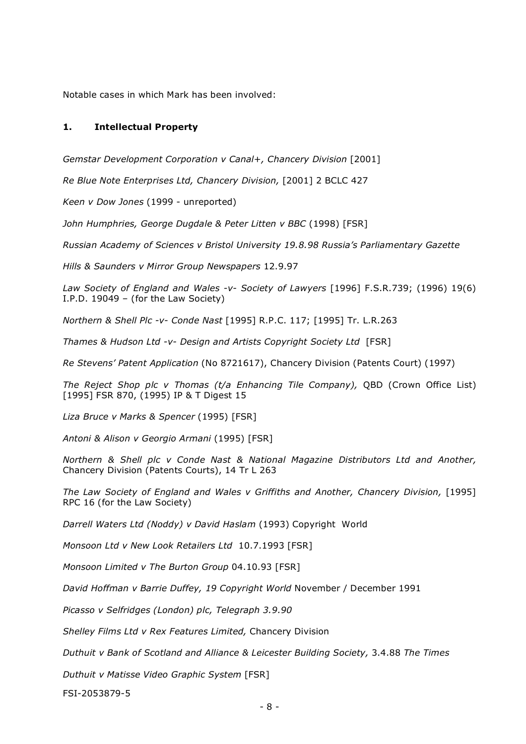Notable cases in which Mark has been involved:

## 1. Intellectual Property

*Gemstar Development Corporation v Canal+, Chancery Division* [2001]

*Re Blue Note Enterprises Ltd, Chancery Division,* [2001] 2 BCLC 427

*Keen v Dow Jones* (1999 - unreported)

*John Humphries, George Dugdale & Peter Litten v BBC* (1998) [FSR]

*Russian Academy of Sciences v Bristol University 19.8.98 Russia's Parliamentary Gazette*

*Hills & Saunders v Mirror Group Newspapers* 12.9.97

*Law Society of England and Wales -v- Society of Lawyers* [1996] F.S.R.739; (1996) 19(6) I.P.D. 19049 – (for the Law Society)

*Northern & Shell Plc -v- Conde Nast* [1995] R.P.C. 117; [1995] Tr. L.R.263

*Thames & Hudson Ltd -v- Design and Artists Copyright Society Ltd* [FSR]

*Re Stevens' Patent Application* (No 8721617), Chancery Division (Patents Court) (1997)

*The Reject Shop plc v Thomas (t/a Enhancing Tile Company),* QBD (Crown Office List) [1995] FSR 870, (1995) IP & T Digest 15

*Liza Bruce v Marks & Spencer* (1995) [FSR]

*Antoni & Alison v Georgio Armani* (1995) [FSR]

*Northern & Shell plc v Conde Nast & National Magazine Distributors Ltd and Another,* Chancery Division (Patents Courts), 14 Tr L 263

*The Law Society of England and Wales v Griffiths and Another, Chancery Division,* [1995] RPC 16 (for the Law Society)

*Darrell Waters Ltd (Noddy) v David Haslam* (1993) Copyright World

*Monsoon Ltd v New Look Retailers Ltd* 10.7.1993 [FSR]

*Monsoon Limited v The Burton Group* 04.10.93 [FSR]

*David Hoffman v Barrie Duffey, 19 Copyright World* November / December 1991

*Picasso v Selfridges (London) plc, Telegraph 3.9.90*

*Shelley Films Ltd v Rex Features Limited,* Chancery Division

*Duthuit v Bank of Scotland and Alliance & Leicester Building Society,* 3.4.88 *The Times*

*Duthuit v Matisse Video Graphic System* [FSR]

FSI-2053879-5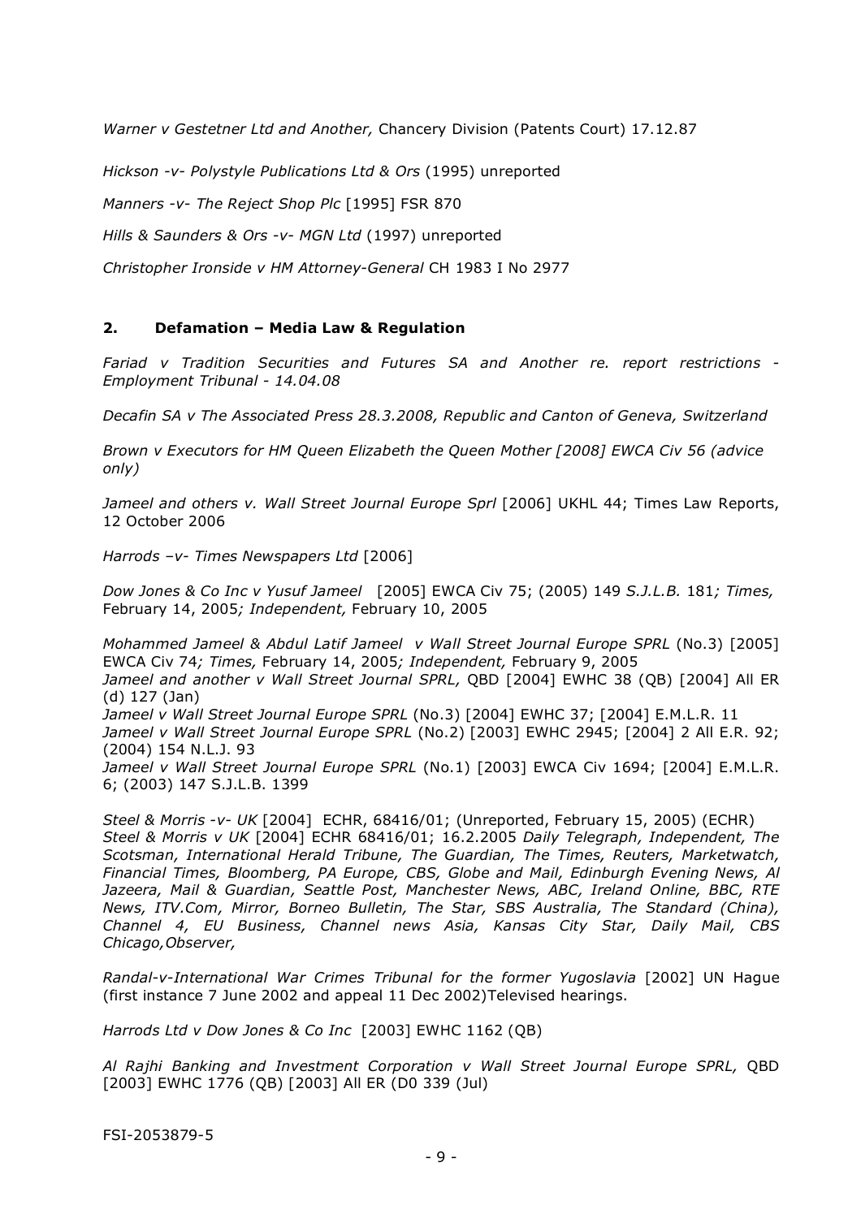*Warner v Gestetner Ltd and Another,* Chancery Division (Patents Court) 17.12.87

*Hickson -v- Polystyle Publications Ltd & Ors* (1995) unreported

*Manners -v- The Reject Shop Plc* [1995] FSR 870

*Hills & Saunders & Ors -v- MGN Ltd* (1997) unreported

*Christopher Ironside v HM Attorney-General* CH 1983 I No 2977

## 2. Defamation – Media Law & Regulation

*Fariad v Tradition Securities and Futures SA and Another re. report restrictions - Employment Tribunal - 14.04.08*

*Decafin SA v The Associated Press 28.3.2008, Republic and Canton of Geneva, Switzerland*

*Brown v Executors for HM Queen Elizabeth the Queen Mother [2008] EWCA Civ 56 (advice only)*

*Jameel and others v. Wall Street Journal Europe Sprl* [2006] UKHL 44; Times Law Reports, 12 October 2006

*Harrods –v- Times Newspapers Ltd* [2006]

*Dow Jones & Co Inc v Yusuf Jameel* [2005] EWCA Civ 75; (2005) 149 *S.J.L.B.* 181*; Times,* February 14, 2005*; Independent,* February 10, 2005

*Mohammed Jameel & Abdul Latif Jameel v Wall Street Journal Europe SPRL* (No.3) [2005] EWCA Civ 74*; Times,* February 14, 2005*; Independent,* February 9, 2005
*Jameel and another v Wall Street Journal SPRL,* QBD [2004] EWHC 38 (QB) [2004] All ER (d) 127 (Jan)
*Jameel v Wall Street Journal Europe SPRL* (No.3) [2004] EWHC 37; [2004] E.M.L.R. 11
*Jameel v Wall Street Journal Europe SPRL* (No.2) [2003] EWHC 2945; [2004] 2 All E.R. 92; (2004) 154 N.L.J. 93
*Jameel v Wall Street Journal Europe SPRL* (No.1) [2003] EWCA Civ 1694; [2004] E.M.L.R. 6; (2003) 147 S.J.L.B. 1399

*Steel & Morris -v- UK* [2004] ECHR, 68416/01; (Unreported, February 15, 2005) (ECHR)
*Steel & Morris v UK* [2004] ECHR 68416/01; 16.2.2005 *Daily Telegraph, Independent, The Scotsman, International Herald Tribune, The Guardian, The Times, Reuters, Marketwatch, Financial Times, Bloomberg, PA Europe, CBS, Globe and Mail, Edinburgh Evening News, Al Jazeera, Mail & Guardian, Seattle Post, Manchester News, ABC, Ireland Online, BBC, RTE News, ITV.Com, Mirror, Borneo Bulletin, The Star, SBS Australia, The Standard (China), Channel 4, EU Business, Channel news Asia, Kansas City Star, Daily Mail, CBS Chicago,Observer,*

*Randal-v-International War Crimes Tribunal for the former Yugoslavia* [2002] UN Hague (first instance 7 June 2002 and appeal 11 Dec 2002)Televised hearings.

*Harrods Ltd v Dow Jones & Co Inc* [2003] EWHC 1162 (QB)

*Al Rajhi Banking and Investment Corporation v Wall Street Journal Europe SPRL,* QBD [2003] EWHC 1776 (QB) [2003] All ER (D0 339 (Jul)

FSI-2053879-5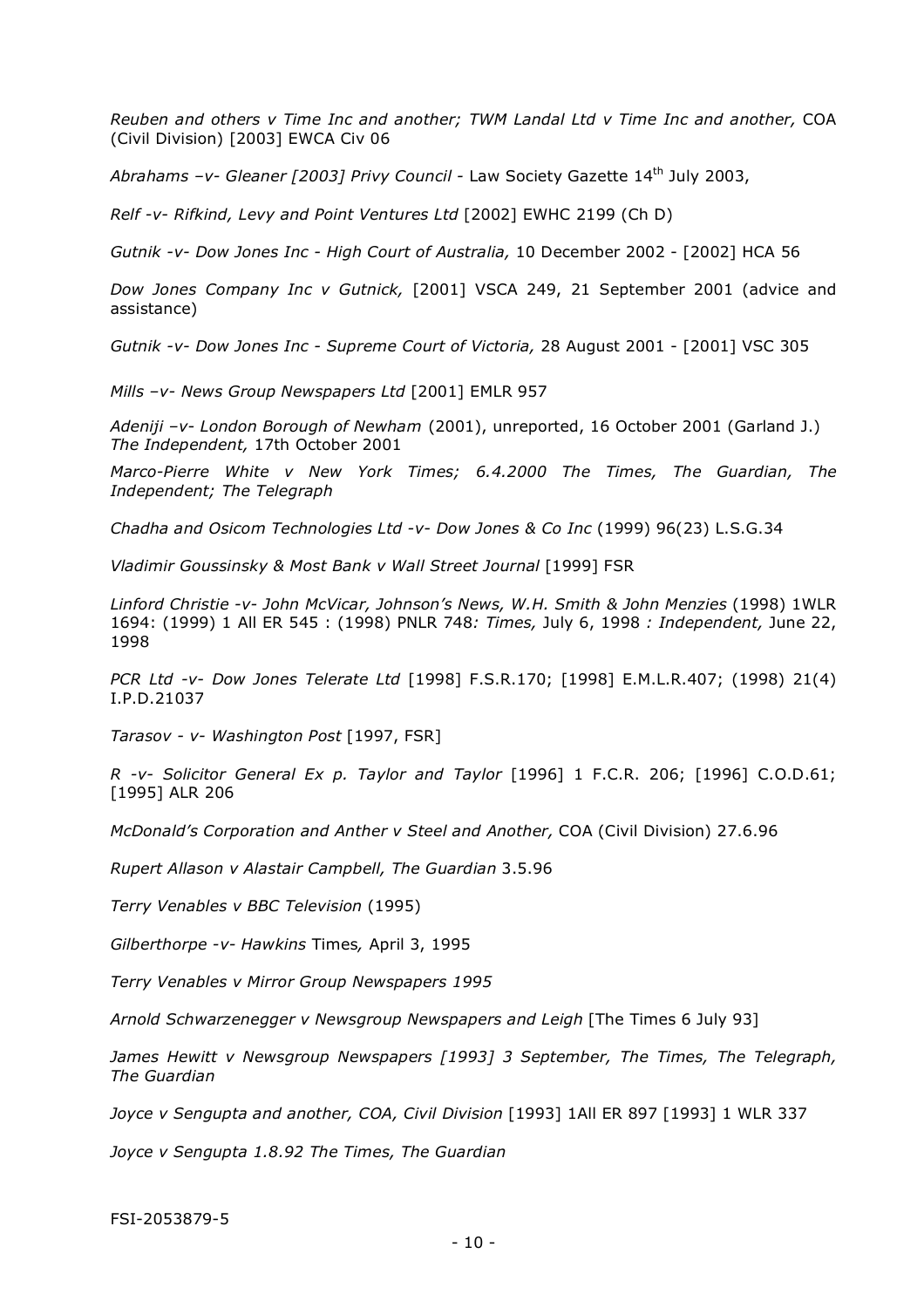*Reuben and others v Time Inc and another; TWM Landal Ltd v Time Inc and another,* COA (Civil Division) [2003] EWCA Civ 06

*Abrahams –v- Gleaner [2003] Privy Council* - Law Society Gazette 14th July 2003,

*Relf -v- Rifkind, Levy and Point Ventures Ltd* [2002] EWHC 2199 (Ch D)

*Gutnik -v- Dow Jones Inc - High Court of Australia,* 10 December 2002 - [2002] HCA 56

*Dow Jones Company Inc v Gutnick,* [2001] VSCA 249, 21 September 2001 (advice and assistance)

*Gutnik -v- Dow Jones Inc - Supreme Court of Victoria,* 28 August 2001 - [2001] VSC 305

*Mills –v- News Group Newspapers Ltd* [2001] EMLR 957

*Adeniji –v- London Borough of Newham* (2001), unreported, 16 October 2001 (Garland J.) *The Independent,* 17th October 2001

*Marco-Pierre White v New York Times; 6.4.2000 The Times, The Guardian, The Independent; The Telegraph*

*Chadha and Osicom Technologies Ltd -v- Dow Jones & Co Inc* (1999) 96(23) L.S.G.34

*Vladimir Goussinsky & Most Bank v Wall Street Journal* [1999] FSR

*Linford Christie -v- John McVicar, Johnson's News, W.H. Smith & John Menzies* (1998) 1WLR 1694: (1999) 1 All ER 545 : (1998) PNLR 748*: Times,* July 6, 1998 *: Independent,* June 22, 1998

*PCR Ltd -v- Dow Jones Telerate Ltd* [1998] F.S.R.170; [1998] E.M.L.R.407; (1998) 21(4) I.P.D.21037

*Tarasov - v- Washington Post* [1997, FSR]

*R -v- Solicitor General Ex p. Taylor and Taylor* [1996] 1 F.C.R. 206; [1996] C.O.D.61; [1995] ALR 206

*McDonald's Corporation and Anther v Steel and Another,* COA (Civil Division) 27.6.96

*Rupert Allason v Alastair Campbell, The Guardian* 3.5.96

*Terry Venables v BBC Television* (1995)

*Gilberthorpe -v- Hawkins* Times*,* April 3, 1995

*Terry Venables v Mirror Group Newspapers 1995*

*Arnold Schwarzenegger v Newsgroup Newspapers and Leigh* [The Times 6 July 93]

*James Hewitt v Newsgroup Newspapers [1993] 3 September, The Times, The Telegraph, The Guardian*

*Joyce v Sengupta and another, COA, Civil Division* [1993] 1All ER 897 [1993] 1 WLR 337

*Joyce v Sengupta 1.8.92 The Times, The Guardian*

FSI-2053879-5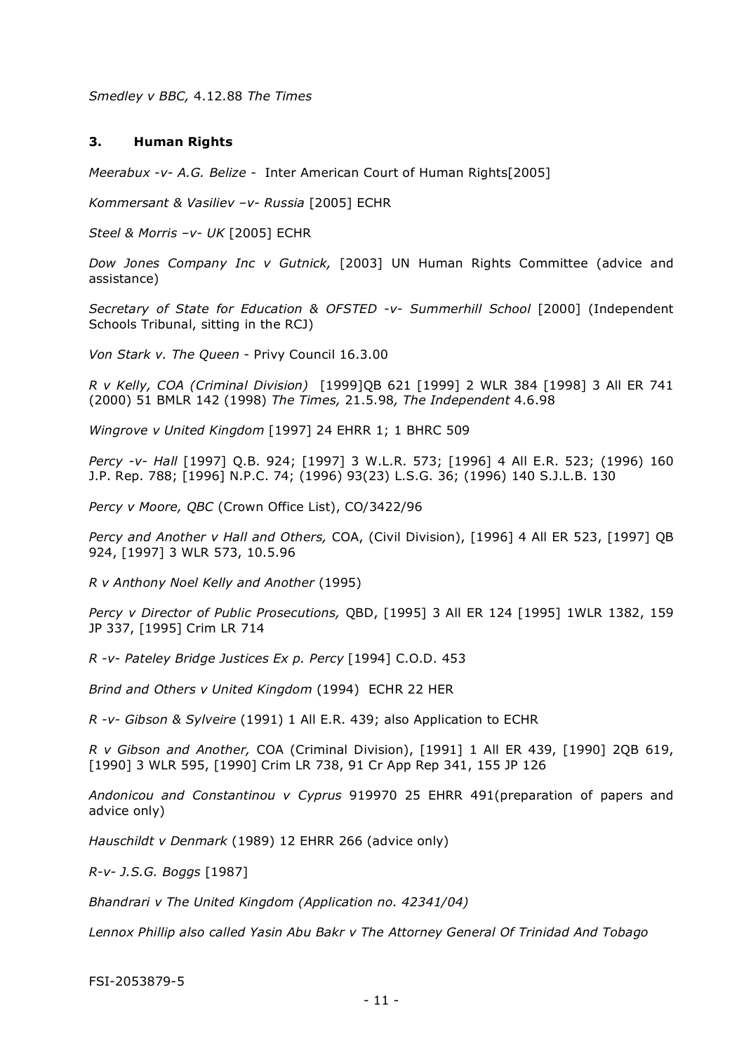*Smedley v BBC,* 4.12.88 *The Times*

### 3. Human Rights

*Meerabux -v- A.G. Belize* - Inter American Court of Human Rights[2005]

*Kommersant & Vasiliev –v- Russia* [2005] ECHR

*Steel & Morris –v- UK* [2005] ECHR

*Dow Jones Company Inc v Gutnick,* [2003] UN Human Rights Committee (advice and assistance)

*Secretary of State for Education & OFSTED -v- Summerhill School* [2000] (Independent Schools Tribunal, sitting in the RCJ)

*Von Stark v. The Queen* - Privy Council 16.3.00

*R v Kelly, COA (Criminal Division)* [1999]QB 621 [1999] 2 WLR 384 [1998] 3 All ER 741 (2000) 51 BMLR 142 (1998) *The Times,* 21.5.98*, The Independent* 4.6.98

*Wingrove v United Kingdom* [1997] 24 EHRR 1; 1 BHRC 509

*Percy -v- Hall* [1997] Q.B. 924; [1997] 3 W.L.R. 573; [1996] 4 All E.R. 523; (1996) 160 J.P. Rep. 788; [1996] N.P.C. 74; (1996) 93(23) L.S.G. 36; (1996) 140 S.J.L.B. 130

*Percy v Moore, QBC* (Crown Office List), CO/3422/96

*Percy and Another v Hall and Others,* COA, (Civil Division), [1996] 4 All ER 523, [1997] QB 924, [1997] 3 WLR 573, 10.5.96

*R v Anthony Noel Kelly and Another* (1995)

*Percy v Director of Public Prosecutions,* QBD, [1995] 3 All ER 124 [1995] 1WLR 1382, 159 JP 337, [1995] Crim LR 714

*R -v- Pateley Bridge Justices Ex p. Percy* [1994] C.O.D. 453

*Brind and Others v United Kingdom* (1994) ECHR 22 HER

*R -v- Gibson & Sylveire* (1991) 1 All E.R. 439; also Application to ECHR

*R v Gibson and Another,* COA (Criminal Division), [1991] 1 All ER 439, [1990] 2QB 619, [1990] 3 WLR 595, [1990] Crim LR 738, 91 Cr App Rep 341, 155 JP 126

*Andonicou and Constantinou v Cyprus* 919970 25 EHRR 491(preparation of papers and advice only)

*Hauschildt v Denmark* (1989) 12 EHRR 266 (advice only)

*R-v- J.S.G. Boggs* [1987]

*Bhandrari v The United Kingdom (Application no. 42341/04)*

*Lennox Phillip also called Yasin Abu Bakr v The Attorney General Of Trinidad And Tobago*

FSI-2053879-5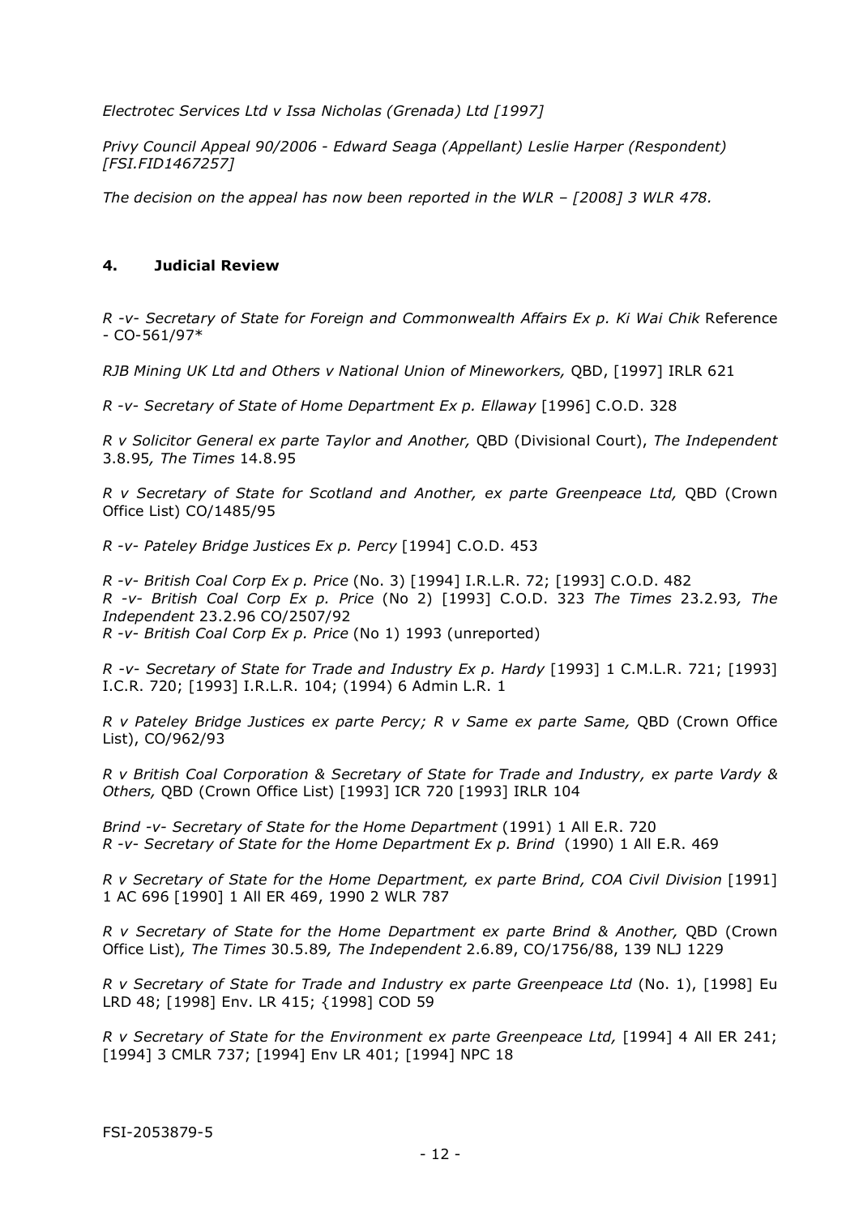*Electrotec Services Ltd v Issa Nicholas (Grenada) Ltd [1997]*

*Privy Council Appeal 90/2006 - Edward Seaga (Appellant) Leslie Harper (Respondent) [FSI.FID1467257]*

*The decision on the appeal has now been reported in the WLR – [2008] 3 WLR 478.*

## 4. Judicial Review

*R -v- Secretary of State for Foreign and Commonwealth Affairs Ex p. Ki Wai Chik* Reference - CO-561/97*

*RJB Mining UK Ltd and Others v National Union of Mineworkers,* QBD, [1997] IRLR 621

*R -v- Secretary of State of Home Department Ex p. Ellaway* [1996] C.O.D. 328

*R v Solicitor General ex parte Taylor and Another,* QBD (Divisional Court), *The Independent* 3.8.95*, The Times* 14.8.95

*R v Secretary of State for Scotland and Another, ex parte Greenpeace Ltd,* QBD (Crown Office List) CO/1485/95

*R -v- Pateley Bridge Justices Ex p. Percy* [1994] C.O.D. 453

*R -v- British Coal Corp Ex p. Price* (No. 3) [1994] I.R.L.R. 72; [1993] C.O.D. 482
*R -v- British Coal Corp Ex p. Price* (No 2) [1993] C.O.D. 323 *The Times* 23.2.93*, The Independent* 23.2.96 CO/2507/92
*R -v- British Coal Corp Ex p. Price* (No 1) 1993 (unreported)

*R -v- Secretary of State for Trade and Industry Ex p. Hardy* [1993] 1 C.M.L.R. 721; [1993] I.C.R. 720; [1993] I.R.L.R. 104; (1994) 6 Admin L.R. 1

*R v Pateley Bridge Justices ex parte Percy; R v Same ex parte Same,* QBD (Crown Office List), CO/962/93

*R v British Coal Corporation & Secretary of State for Trade and Industry, ex parte Vardy & Others,* QBD (Crown Office List) [1993] ICR 720 [1993] IRLR 104

*Brind -v- Secretary of State for the Home Department* (1991) 1 All E.R. 720
*R -v- Secretary of State for the Home Department Ex p. Brind* (1990) 1 All E.R. 469

*R v Secretary of State for the Home Department, ex parte Brind, COA Civil Division* [1991] 1 AC 696 [1990] 1 All ER 469, 1990 2 WLR 787

*R v Secretary of State for the Home Department ex parte Brind & Another,* QBD (Crown Office List)*, The Times* 30.5.89*, The Independent* 2.6.89, CO/1756/88, 139 NLJ 1229

*R v Secretary of State for Trade and Industry ex parte Greenpeace Ltd* (No. 1), [1998] Eu LRD 48; [1998] Env. LR 415; {1998] COD 59

*R v Secretary of State for the Environment ex parte Greenpeace Ltd,* [1994] 4 All ER 241; [1994] 3 CMLR 737; [1994] Env LR 401; [1994] NPC 18

FSI-2053879-5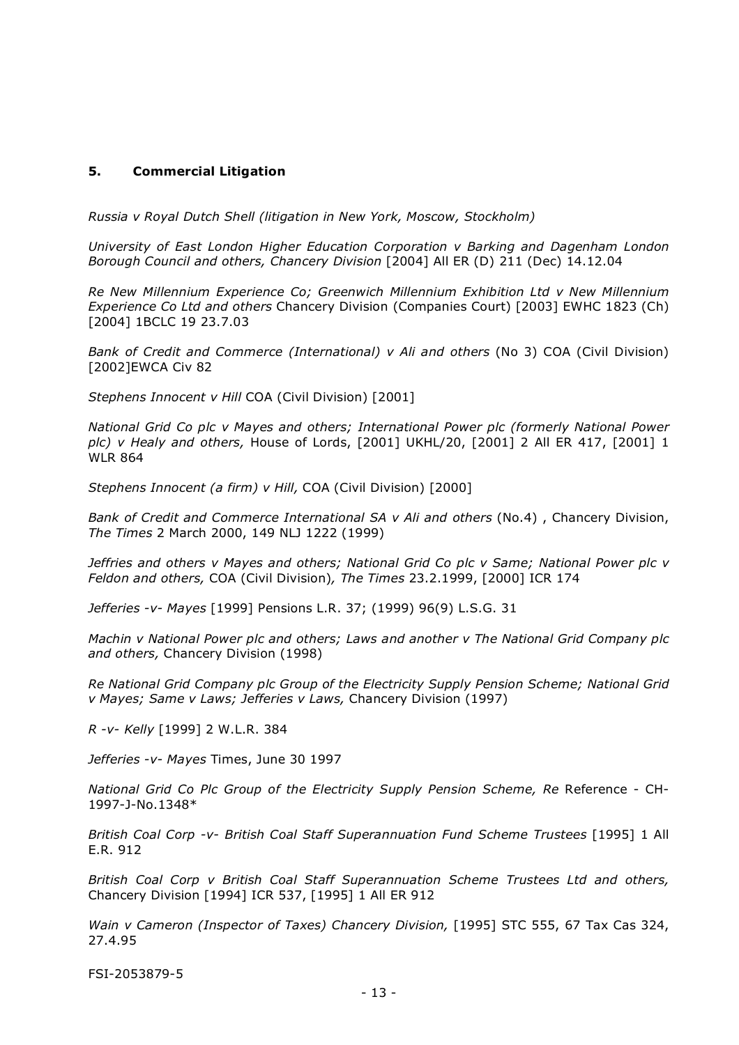## 5. Commercial Litigation

*Russia v Royal Dutch Shell (litigation in New York, Moscow, Stockholm)*

*University of East London Higher Education Corporation v Barking and Dagenham London Borough Council and others, Chancery Division* [2004] All ER (D) 211 (Dec) 14.12.04

*Re New Millennium Experience Co; Greenwich Millennium Exhibition Ltd v New Millennium Experience Co Ltd and others* Chancery Division (Companies Court) [2003] EWHC 1823 (Ch) [2004] 1BCLC 19 23.7.03

*Bank of Credit and Commerce (International) v Ali and others* (No 3) COA (Civil Division) [2002]EWCA Civ 82

*Stephens Innocent v Hill* COA (Civil Division) [2001]

*National Grid Co plc v Mayes and others; International Power plc (formerly National Power plc) v Healy and others,* House of Lords, [2001] UKHL/20, [2001] 2 All ER 417, [2001] 1 WLR 864

*Stephens Innocent (a firm) v Hill,* COA (Civil Division) [2000]

*Bank of Credit and Commerce International SA v Ali and others* (No.4) , Chancery Division, *The Times* 2 March 2000, 149 NLJ 1222 (1999)

*Jeffries and others v Mayes and others; National Grid Co plc v Same; National Power plc v Feldon and others,* COA (Civil Division)*, The Times* 23.2.1999, [2000] ICR 174

*Jefferies -v- Mayes* [1999] Pensions L.R. 37; (1999) 96(9) L.S.G. 31

*Machin v National Power plc and others; Laws and another v The National Grid Company plc and others,* Chancery Division (1998)

*Re National Grid Company plc Group of the Electricity Supply Pension Scheme; National Grid v Mayes; Same v Laws; Jefferies v Laws,* Chancery Division (1997)

*R -v- Kelly* [1999] 2 W.L.R. 384

*Jefferies -v- Mayes* Times, June 30 1997

*National Grid Co Plc Group of the Electricity Supply Pension Scheme, Re* Reference - CH-1997-J-No.1348*

*British Coal Corp -v- British Coal Staff Superannuation Fund Scheme Trustees* [1995] 1 All E.R. 912

*British Coal Corp v British Coal Staff Superannuation Scheme Trustees Ltd and others,* Chancery Division [1994] ICR 537, [1995] 1 All ER 912

*Wain v Cameron (Inspector of Taxes) Chancery Division,* [1995] STC 555, 67 Tax Cas 324, 27.4.95

FSI-2053879-5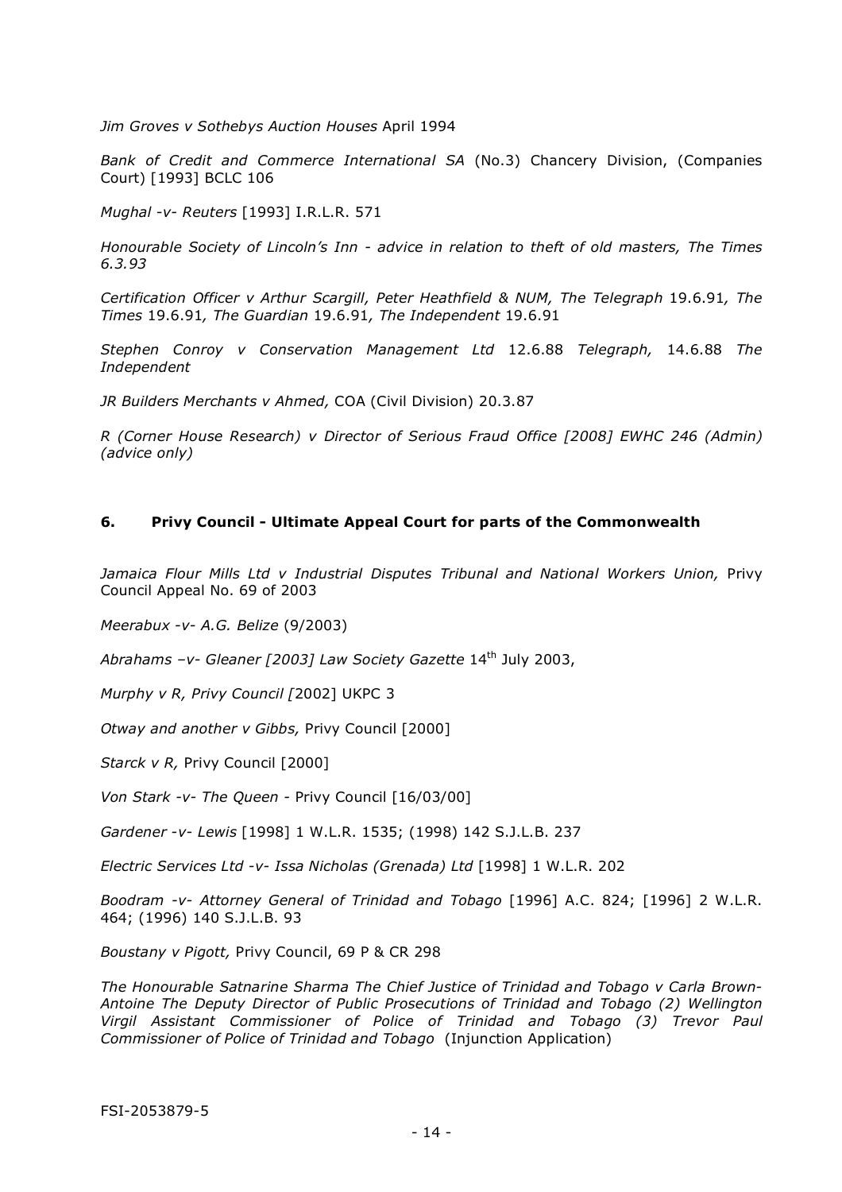*Jim Groves v Sothebys Auction Houses* April 1994

*Bank of Credit and Commerce International SA* (No.3) Chancery Division, (Companies Court) [1993] BCLC 106

*Mughal -v- Reuters* [1993] I.R.L.R. 571

*Honourable Society of Lincoln's Inn - advice in relation to theft of old masters, The Times 6.3.93*

*Certification Officer v Arthur Scargill, Peter Heathfield & NUM, The Telegraph* 19.6.91*, The Times* 19.6.91*, The Guardian* 19.6.91*, The Independent* 19.6.91

*Stephen Conroy v Conservation Management Ltd* 12.6.88 *Telegraph,* 14.6.88 *The Independent*

*JR Builders Merchants v Ahmed,* COA (Civil Division) 20.3.87

*R (Corner House Research) v Director of Serious Fraud Office [2008] EWHC 246 (Admin) (advice only)*

## 6. Privy Council - Ultimate Appeal Court for parts of the Commonwealth

*Jamaica Flour Mills Ltd v Industrial Disputes Tribunal and National Workers Union,* Privy Council Appeal No. 69 of 2003

*Meerabux -v- A.G. Belize* (9/2003)

*Abrahams –v- Gleaner [2003] Law Society Gazette* 14th July 2003,

*Murphy v R, Privy Council [*2002] UKPC 3

*Otway and another v Gibbs,* Privy Council [2000]

*Starck v R,* Privy Council [2000]

*Von Stark -v- The Queen* - Privy Council [16/03/00]

*Gardener -v- Lewis* [1998] 1 W.L.R. 1535; (1998) 142 S.J.L.B. 237

*Electric Services Ltd -v- Issa Nicholas (Grenada) Ltd* [1998] 1 W.L.R. 202

*Boodram -v- Attorney General of Trinidad and Tobago* [1996] A.C. 824; [1996] 2 W.L.R. 464; (1996) 140 S.J.L.B. 93

*Boustany v Pigott,* Privy Council, 69 P & CR 298

*The Honourable Satnarine Sharma The Chief Justice of Trinidad and Tobago v Carla Brown-Antoine The Deputy Director of Public Prosecutions of Trinidad and Tobago (2) Wellington Virgil Assistant Commissioner of Police of Trinidad and Tobago (3) Trevor Paul Commissioner of Police of Trinidad and Tobago* (Injunction Application)

FSI-2053879-5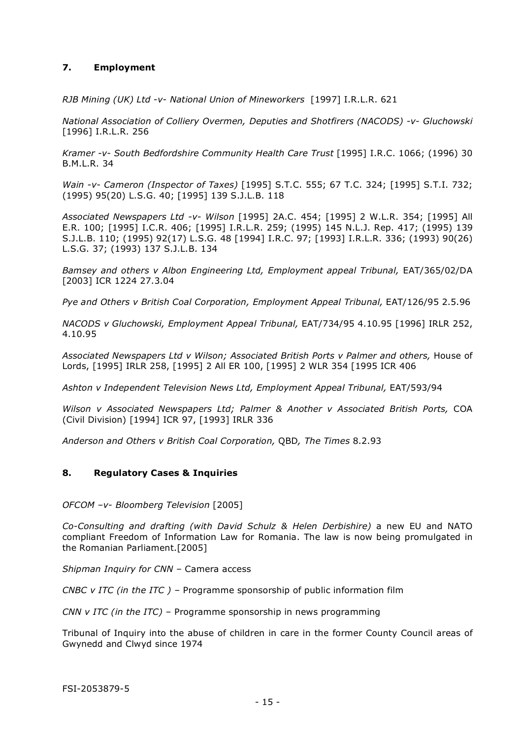## 7. Employment

*RJB Mining (UK) Ltd -v- National Union of Mineworkers* [1997] I.R.L.R. 621

*National Association of Colliery Overmen, Deputies and Shotfirers (NACODS) -v- Gluchowski* [1996] I.R.L.R. 256

*Kramer -v- South Bedfordshire Community Health Care Trust* [1995] I.R.C. 1066; (1996) 30 B.M.L.R. 34

*Wain -v- Cameron (Inspector of Taxes)* [1995] S.T.C. 555; 67 T.C. 324; [1995] S.T.I. 732; (1995) 95(20) L.S.G. 40; [1995] 139 S.J.L.B. 118

*Associated Newspapers Ltd -v- Wilson* [1995] 2A.C. 454; [1995] 2 W.L.R. 354; [1995] All E.R. 100; [1995] I.C.R. 406; [1995] I.R.L.R. 259; (1995) 145 N.L.J. Rep. 417; (1995) 139 S.J.L.B. 110; (1995) 92(17) L.S.G. 48 [1994] I.R.C. 97; [1993] I.R.L.R. 336; (1993) 90(26) L.S.G. 37; (1993) 137 S.J.L.B. 134

*Bamsey and others v Albon Engineering Ltd, Employment appeal Tribunal,* EAT/365/02/DA [2003] ICR 1224 27.3.04

*Pye and Others v British Coal Corporation, Employment Appeal Tribunal,* EAT/126/95 2.5.96

*NACODS v Gluchowski, Employment Appeal Tribunal,* EAT/734/95 4.10.95 [1996] IRLR 252, 4.10.95

*Associated Newspapers Ltd v Wilson; Associated British Ports v Palmer and others,* House of Lords, [1995] IRLR 258, [1995] 2 All ER 100, [1995] 2 WLR 354 [1995 ICR 406

*Ashton v Independent Television News Ltd, Employment Appeal Tribunal,* EAT/593/94

*Wilson v Associated Newspapers Ltd; Palmer & Another v Associated British Ports,* COA (Civil Division) [1994] ICR 97, [1993] IRLR 336

*Anderson and Others v British Coal Corporation,* QBD*, The Times* 8.2.93

## 8. Regulatory Cases & Inquiries

*OFCOM –v- Bloomberg Television* [2005]

*Co-Consulting and drafting (with David Schulz & Helen Derbishire)* a new EU and NATO compliant Freedom of Information Law for Romania. The law is now being promulgated in the Romanian Parliament.[2005]

*Shipman Inquiry for CNN* – Camera access

*CNBC v ITC (in the ITC )* – Programme sponsorship of public information film

*CNN v ITC (in the ITC)* – Programme sponsorship in news programming

Tribunal of Inquiry into the abuse of children in care in the former County Council areas of Gwynedd and Clwyd since 1974

FSI-2053879-5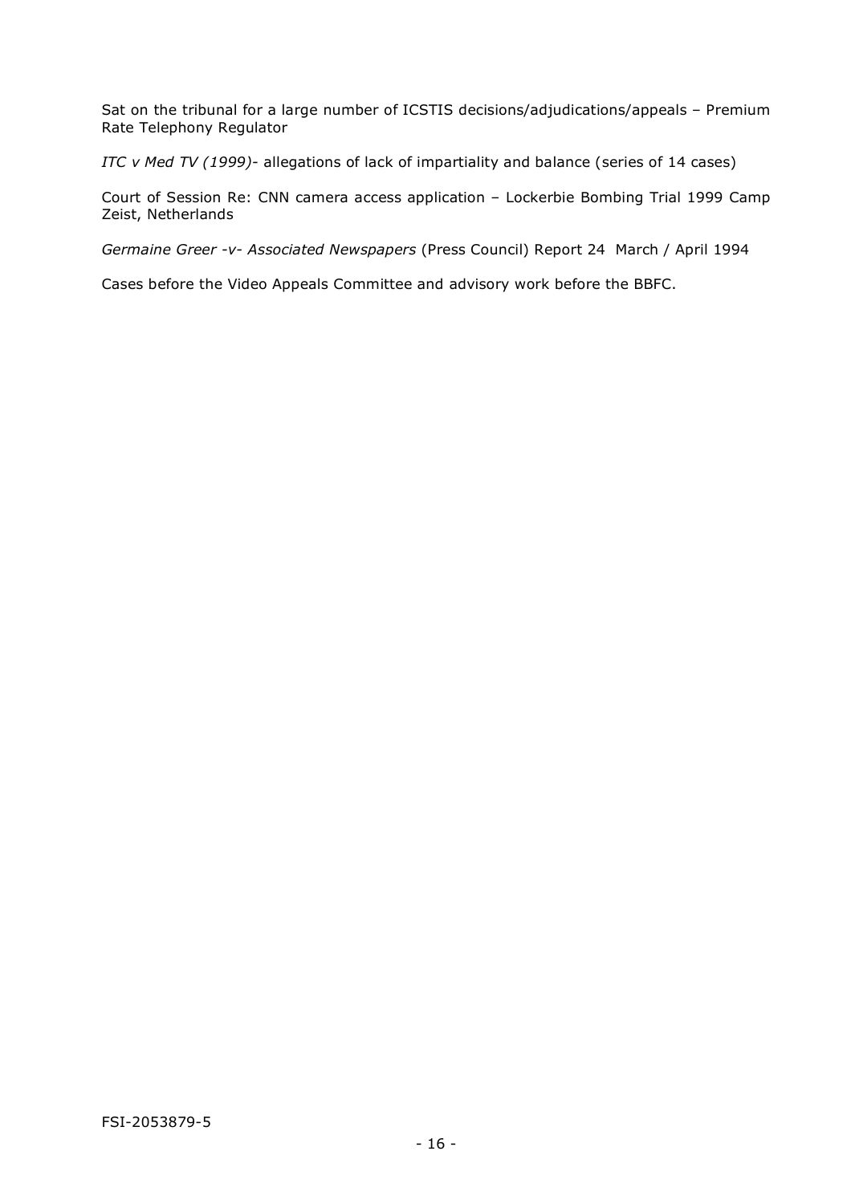Sat on the tribunal for a large number of ICSTIS decisions/adjudications/appeals – Premium Rate Telephony Regulator

*ITC v Med TV (1999)*- allegations of lack of impartiality and balance (series of 14 cases)

Court of Session Re: CNN camera access application – Lockerbie Bombing Trial 1999 Camp Zeist, Netherlands

*Germaine Greer -v- Associated Newspapers* (Press Council) Report 24 March / April 1994

Cases before the Video Appeals Committee and advisory work before the BBFC.

FSI-2053879-5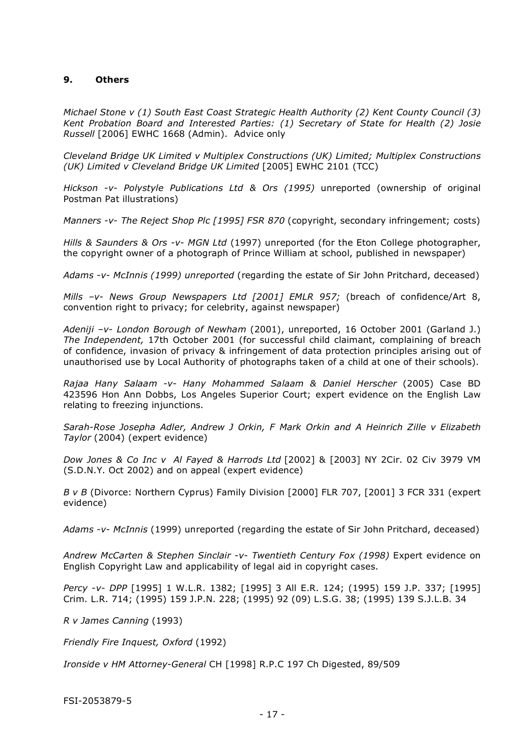## 9. Others

*Michael Stone v (1) South East Coast Strategic Health Authority (2) Kent County Council (3) Kent Probation Board and Interested Parties: (1) Secretary of State for Health (2) Josie Russell* [2006] EWHC 1668 (Admin). Advice only

*Cleveland Bridge UK Limited v Multiplex Constructions (UK) Limited; Multiplex Constructions (UK) Limited v Cleveland Bridge UK Limited* [2005] EWHC 2101 (TCC)

*Hickson -v- Polystyle Publications Ltd & Ors (1995)* unreported (ownership of original Postman Pat illustrations)

*Manners -v- The Reject Shop Plc [1995] FSR 870* (copyright, secondary infringement; costs)

*Hills & Saunders & Ors -v- MGN Ltd* (1997) unreported (for the Eton College photographer, the copyright owner of a photograph of Prince William at school, published in newspaper)

*Adams -v- McInnis (1999) unreported* (regarding the estate of Sir John Pritchard, deceased)

*Mills –v- News Group Newspapers Ltd [2001] EMLR 957;* (breach of confidence/Art 8, convention right to privacy; for celebrity, against newspaper)

*Adeniji –v- London Borough of Newham* (2001), unreported, 16 October 2001 (Garland J.) *The Independent,* 17th October 2001 (for successful child claimant, complaining of breach of confidence, invasion of privacy & infringement of data protection principles arising out of unauthorised use by Local Authority of photographs taken of a child at one of their schools).

*Rajaa Hany Salaam -v- Hany Mohammed Salaam & Daniel Herscher* (2005) Case BD 423596 Hon Ann Dobbs, Los Angeles Superior Court; expert evidence on the English Law relating to freezing injunctions.

*Sarah-Rose Josepha Adler, Andrew J Orkin, F Mark Orkin and A Heinrich Zille v Elizabeth Taylor* (2004) (expert evidence)

*Dow Jones & Co Inc v Al Fayed & Harrods Ltd* [2002] & [2003] NY 2Cir. 02 Civ 3979 VM (S.D.N.Y. Oct 2002) and on appeal (expert evidence)

*B v B* (Divorce: Northern Cyprus) Family Division [2000] FLR 707, [2001] 3 FCR 331 (expert evidence)

*Adams -v- McInnis* (1999) unreported (regarding the estate of Sir John Pritchard, deceased)

*Andrew McCarten & Stephen Sinclair -v- Twentieth Century Fox (1998)* Expert evidence on English Copyright Law and applicability of legal aid in copyright cases.

*Percy -v- DPP* [1995] 1 W.L.R. 1382; [1995] 3 All E.R. 124; (1995) 159 J.P. 337; [1995] Crim. L.R. 714; (1995) 159 J.P.N. 228; (1995) 92 (09) L.S.G. 38; (1995) 139 S.J.L.B. 34

*R v James Canning* (1993)

*Friendly Fire Inquest, Oxford* (1992)

*Ironside v HM Attorney-General* CH [1998] R.P.C 197 Ch Digested, 89/509

FSI-2053879-5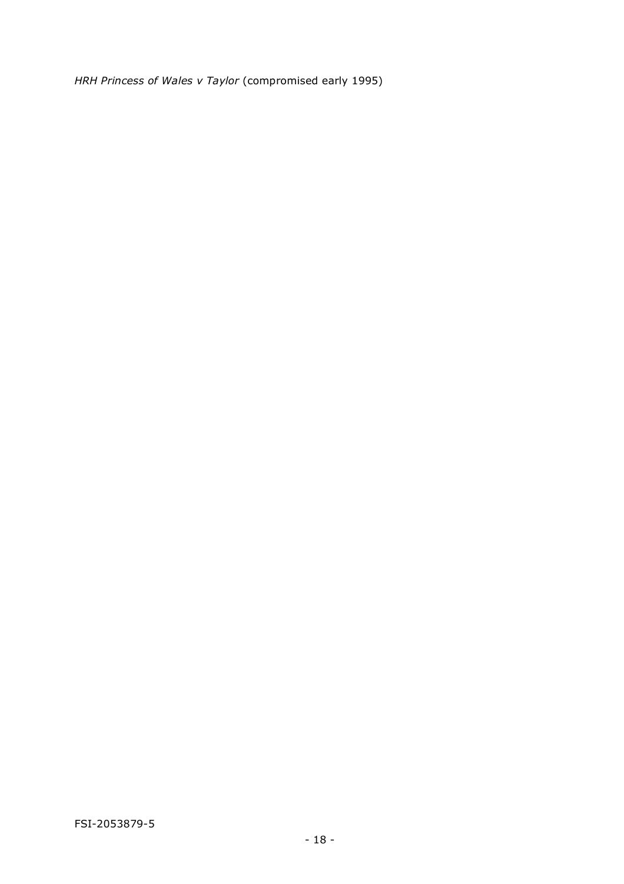*HRH Princess of Wales v Taylor* (compromised early 1995)

FSI-2053879-5